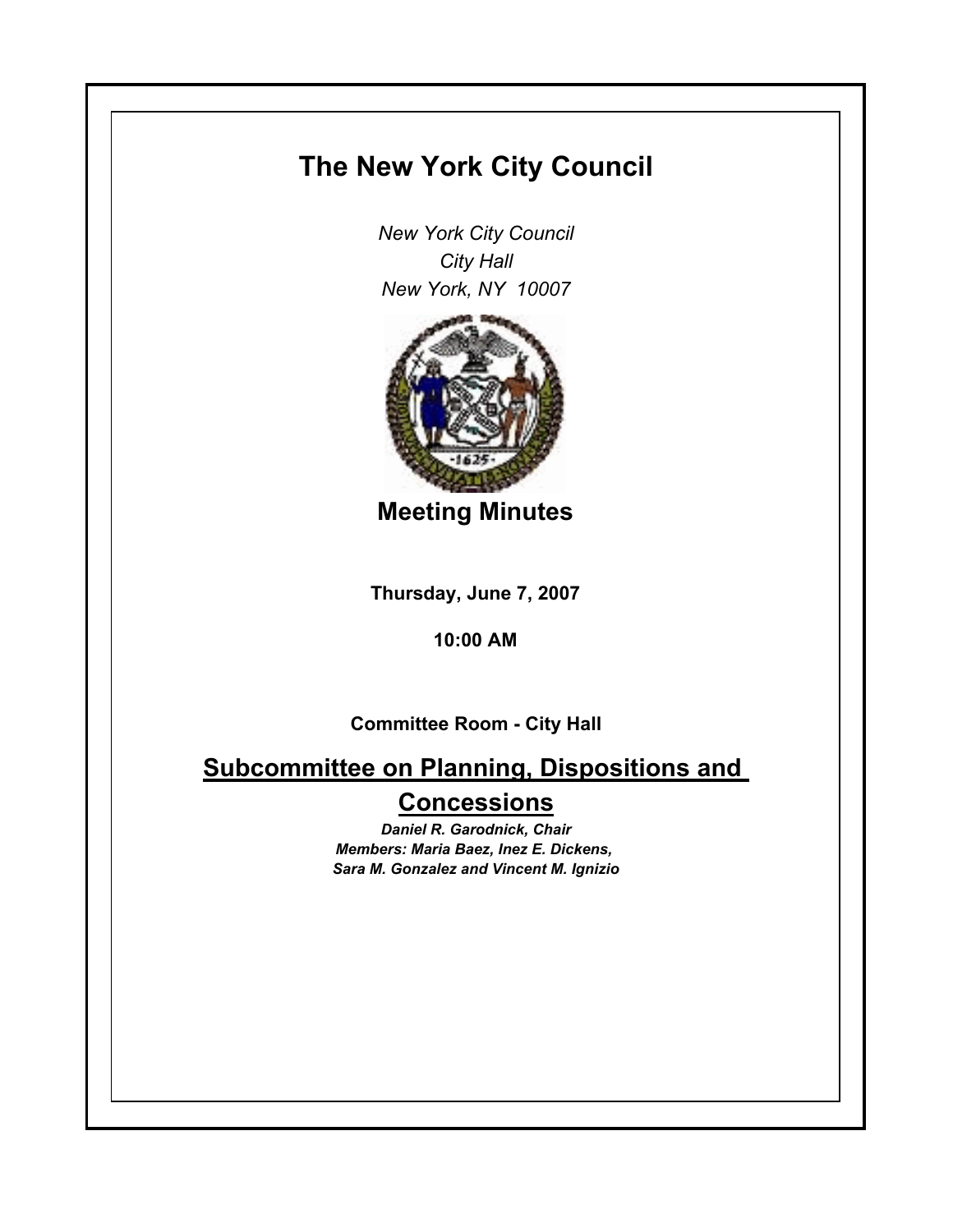# The New York City Council

*New York City Council*
*City Hall*
*New York, NY 10007*

## Meeting Minutes

**Thursday, June 7, 2007**

**10:00 AM**

**Committee Room - City Hall**

## Subcommittee on Planning, Dispositions and Concessions

***Daniel R. Garodnick, Chair***
***Members: Maria Baez, Inez E. Dickens, Sara M. Gonzalez and Vincent M. Ignizio***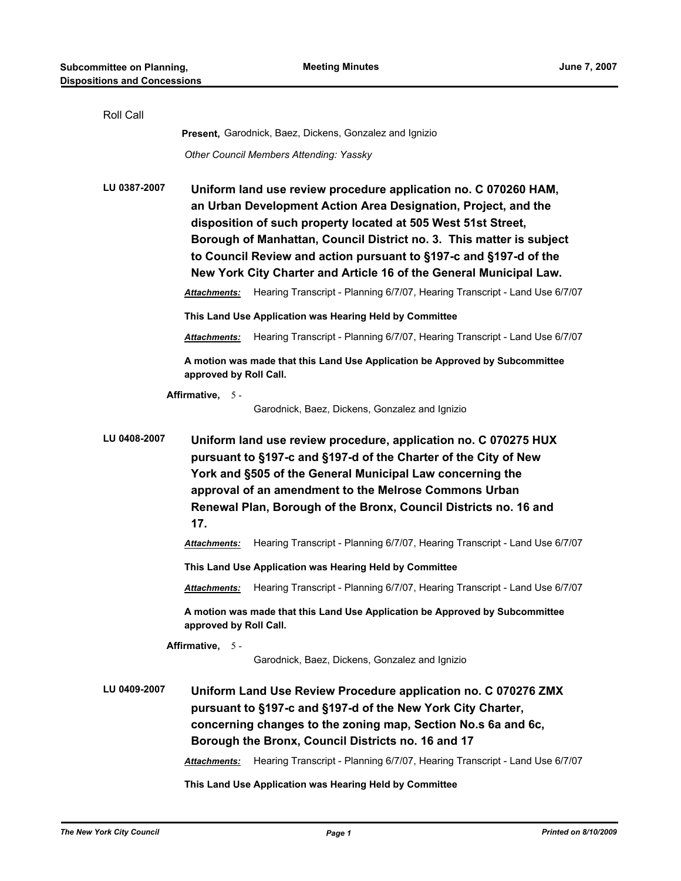Roll Call

**Present,** Garodnick, Baez, Dickens, Gonzalez and Ignizio

*Other Council Members Attending: Yassky*

**LU 0387-2007** **Uniform land use review procedure application no. C 070260 HAM, an Urban Development Action Area Designation, Project, and the disposition of such property located at 505 West 51st Street, Borough of Manhattan, Council District no. 3. This matter is subject to Council Review and action pursuant to §197-c and §197-d of the New York City Charter and Article 16 of the General Municipal Law.**

***Attachments:*** Hearing Transcript - Planning 6/7/07, Hearing Transcript - Land Use 6/7/07

**This Land Use Application was Hearing Held by Committee**

***Attachments:*** Hearing Transcript - Planning 6/7/07, Hearing Transcript - Land Use 6/7/07

**A motion was made that this Land Use Application be Approved by Subcommittee approved by Roll Call.**

**Affirmative,** 5 - Garodnick, Baez, Dickens, Gonzalez and Ignizio

**LU 0408-2007** **Uniform land use review procedure, application no. C 070275 HUX pursuant to §197-c and §197-d of the Charter of the City of New York and §505 of the General Municipal Law concerning the approval of an amendment to the Melrose Commons Urban Renewal Plan, Borough of the Bronx, Council Districts no. 16 and 17.**

***Attachments:*** Hearing Transcript - Planning 6/7/07, Hearing Transcript - Land Use 6/7/07

**This Land Use Application was Hearing Held by Committee**

***Attachments:*** Hearing Transcript - Planning 6/7/07, Hearing Transcript - Land Use 6/7/07

**A motion was made that this Land Use Application be Approved by Subcommittee approved by Roll Call.**

**Affirmative,** 5 - Garodnick, Baez, Dickens, Gonzalez and Ignizio

**LU 0409-2007** **Uniform Land Use Review Procedure application no. C 070276 ZMX pursuant to §197-c and §197-d of the New York City Charter, concerning changes to the zoning map, Section No.s 6a and 6c, Borough the Bronx, Council Districts no. 16 and 17**

***Attachments:*** Hearing Transcript - Planning 6/7/07, Hearing Transcript - Land Use 6/7/07

**This Land Use Application was Hearing Held by Committee**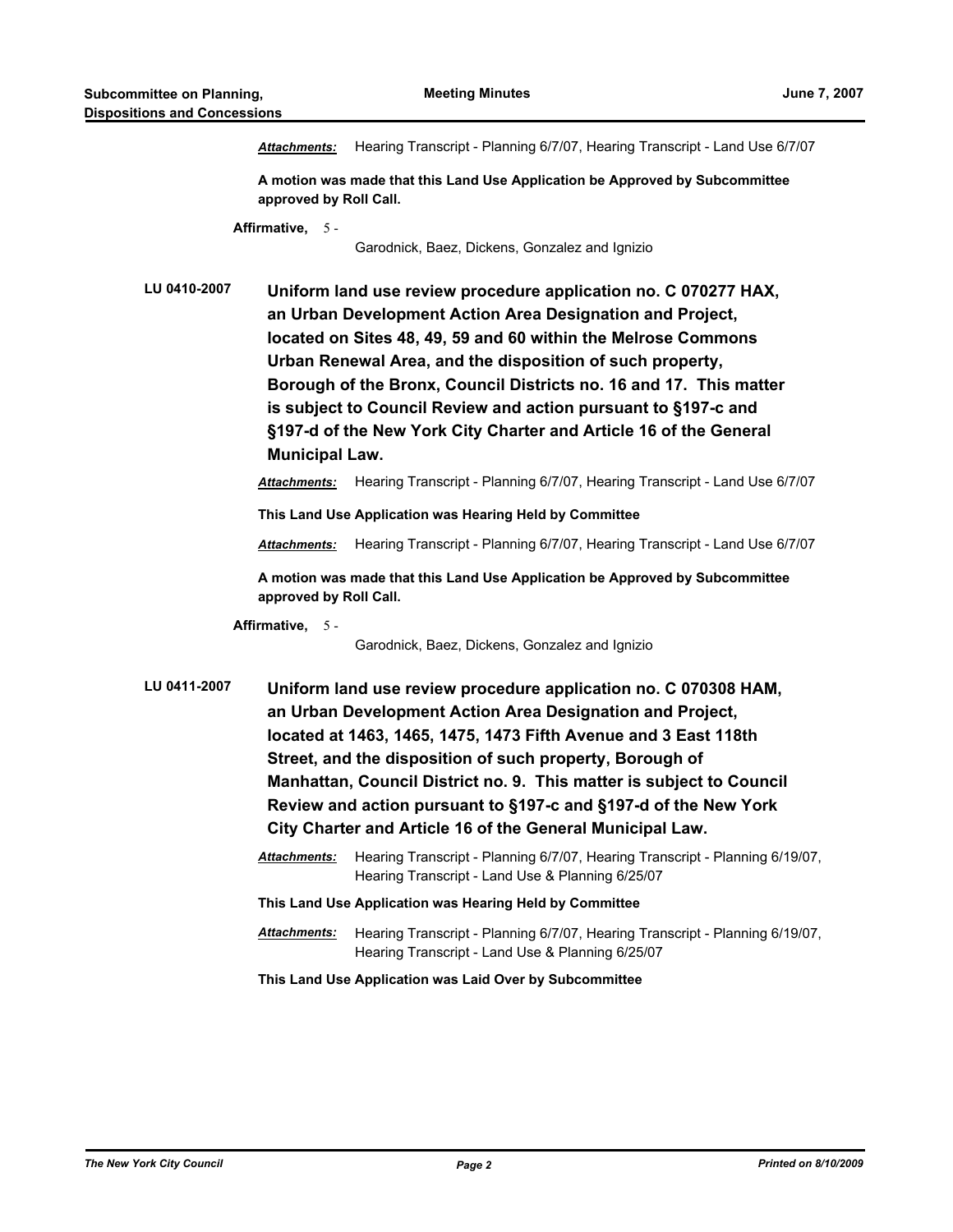***Attachments:*** Hearing Transcript - Planning 6/7/07, Hearing Transcript - Land Use 6/7/07

**A motion was made that this Land Use Application be Approved by Subcommittee approved by Roll Call.**

**Affirmative,** 5 - Garodnick, Baez, Dickens, Gonzalez and Ignizio

**LU 0410-2007** **Uniform land use review procedure application no. C 070277 HAX, an Urban Development Action Area Designation and Project, located on Sites 48, 49, 59 and 60 within the Melrose Commons Urban Renewal Area, and the disposition of such property, Borough of the Bronx, Council Districts no. 16 and 17. This matter is subject to Council Review and action pursuant to §197-c and §197-d of the New York City Charter and Article 16 of the General Municipal Law.**

***Attachments:*** Hearing Transcript - Planning 6/7/07, Hearing Transcript - Land Use 6/7/07

**This Land Use Application was Hearing Held by Committee**

***Attachments:*** Hearing Transcript - Planning 6/7/07, Hearing Transcript - Land Use 6/7/07

**A motion was made that this Land Use Application be Approved by Subcommittee approved by Roll Call.**

**Affirmative,** 5 - Garodnick, Baez, Dickens, Gonzalez and Ignizio

**LU 0411-2007** **Uniform land use review procedure application no. C 070308 HAM, an Urban Development Action Area Designation and Project, located at 1463, 1465, 1475, 1473 Fifth Avenue and 3 East 118th Street, and the disposition of such property, Borough of Manhattan, Council District no. 9. This matter is subject to Council Review and action pursuant to §197-c and §197-d of the New York City Charter and Article 16 of the General Municipal Law.**

***Attachments:*** Hearing Transcript - Planning 6/7/07, Hearing Transcript - Planning 6/19/07, Hearing Transcript - Land Use & Planning 6/25/07

**This Land Use Application was Hearing Held by Committee**

***Attachments:*** Hearing Transcript - Planning 6/7/07, Hearing Transcript - Planning 6/19/07, Hearing Transcript - Land Use & Planning 6/25/07

**This Land Use Application was Laid Over by Subcommittee**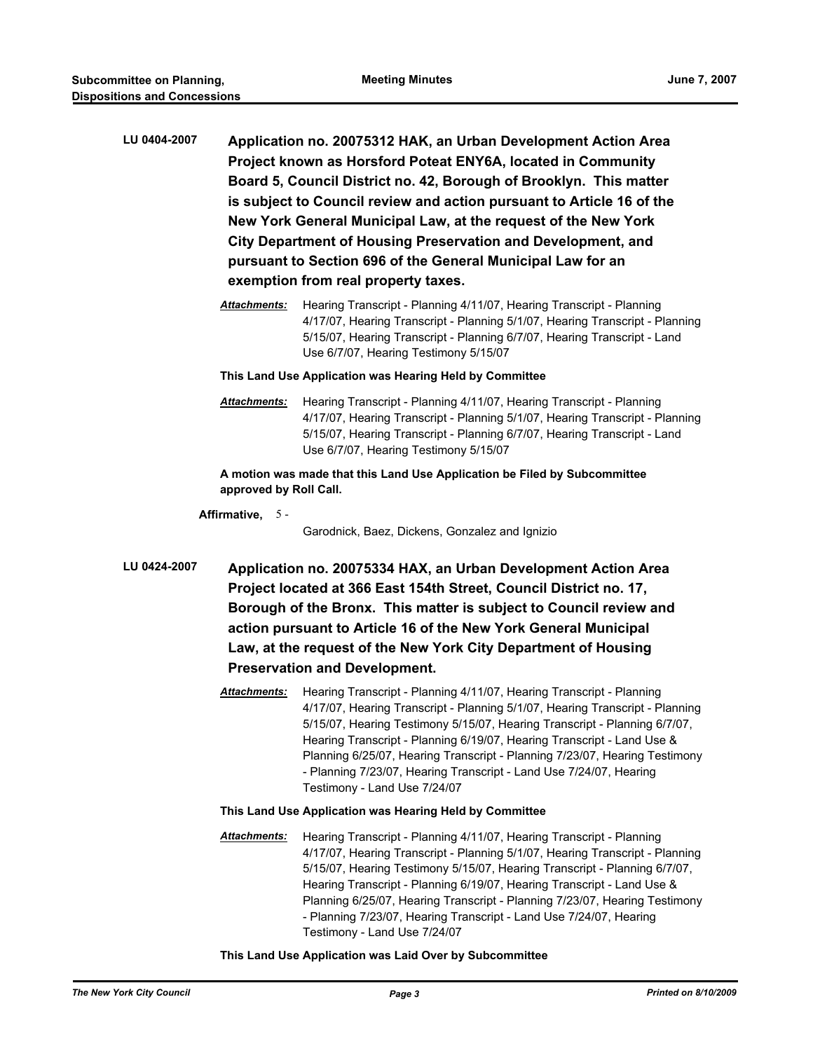**LU 0404-2007** **Application no. 20075312 HAK, an Urban Development Action Area Project known as Horsford Poteat ENY6A, located in Community Board 5, Council District no. 42, Borough of Brooklyn. This matter is subject to Council review and action pursuant to Article 16 of the New York General Municipal Law, at the request of the New York City Department of Housing Preservation and Development, and pursuant to Section 696 of the General Municipal Law for an exemption from real property taxes.**

***Attachments:*** Hearing Transcript - Planning 4/11/07, Hearing Transcript - Planning 4/17/07, Hearing Transcript - Planning 5/1/07, Hearing Transcript - Planning 5/15/07, Hearing Transcript - Planning 6/7/07, Hearing Transcript - Land Use 6/7/07, Hearing Testimony 5/15/07

**This Land Use Application was Hearing Held by Committee**

***Attachments:*** Hearing Transcript - Planning 4/11/07, Hearing Transcript - Planning 4/17/07, Hearing Transcript - Planning 5/1/07, Hearing Transcript - Planning 5/15/07, Hearing Transcript - Planning 6/7/07, Hearing Transcript - Land Use 6/7/07, Hearing Testimony 5/15/07

**A motion was made that this Land Use Application be Filed by Subcommittee approved by Roll Call.**

**Affirmative,** 5 - Garodnick, Baez, Dickens, Gonzalez and Ignizio

**LU 0424-2007** **Application no. 20075334 HAX, an Urban Development Action Area Project located at 366 East 154th Street, Council District no. 17, Borough of the Bronx. This matter is subject to Council review and action pursuant to Article 16 of the New York General Municipal Law, at the request of the New York City Department of Housing Preservation and Development.**

***Attachments:*** Hearing Transcript - Planning 4/11/07, Hearing Transcript - Planning 4/17/07, Hearing Transcript - Planning 5/1/07, Hearing Transcript - Planning 5/15/07, Hearing Testimony 5/15/07, Hearing Transcript - Planning 6/7/07, Hearing Transcript - Planning 6/19/07, Hearing Transcript - Land Use & Planning 6/25/07, Hearing Transcript - Planning 7/23/07, Hearing Testimony - Planning 7/23/07, Hearing Transcript - Land Use 7/24/07, Hearing Testimony - Land Use 7/24/07

**This Land Use Application was Hearing Held by Committee**

***Attachments:*** Hearing Transcript - Planning 4/11/07, Hearing Transcript - Planning 4/17/07, Hearing Transcript - Planning 5/1/07, Hearing Transcript - Planning 5/15/07, Hearing Testimony 5/15/07, Hearing Transcript - Planning 6/7/07, Hearing Transcript - Planning 6/19/07, Hearing Transcript - Land Use & Planning 6/25/07, Hearing Transcript - Planning 7/23/07, Hearing Testimony - Planning 7/23/07, Hearing Transcript - Land Use 7/24/07, Hearing Testimony - Land Use 7/24/07

**This Land Use Application was Laid Over by Subcommittee**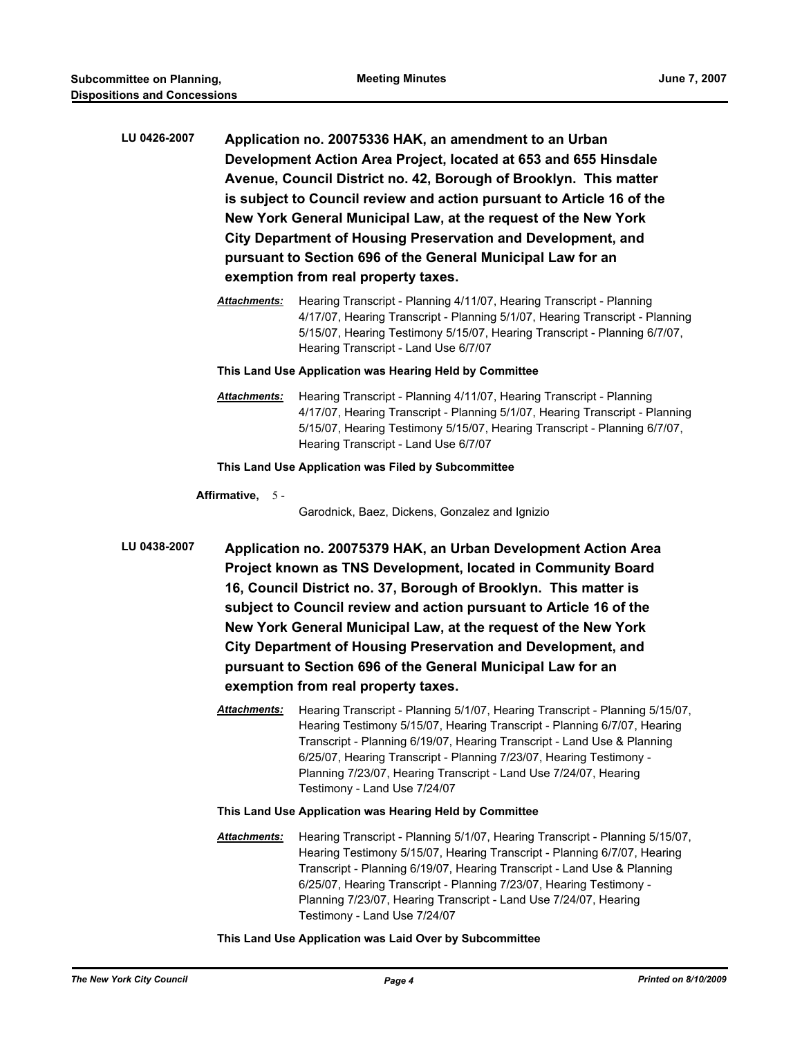**LU 0426-2007** **Application no. 20075336 HAK, an amendment to an Urban Development Action Area Project, located at 653 and 655 Hinsdale Avenue, Council District no. 42, Borough of Brooklyn. This matter is subject to Council review and action pursuant to Article 16 of the New York General Municipal Law, at the request of the New York City Department of Housing Preservation and Development, and pursuant to Section 696 of the General Municipal Law for an exemption from real property taxes.**

***Attachments:*** Hearing Transcript - Planning 4/11/07, Hearing Transcript - Planning 4/17/07, Hearing Transcript - Planning 5/1/07, Hearing Transcript - Planning 5/15/07, Hearing Testimony 5/15/07, Hearing Transcript - Planning 6/7/07, Hearing Transcript - Land Use 6/7/07

**This Land Use Application was Hearing Held by Committee**

***Attachments:*** Hearing Transcript - Planning 4/11/07, Hearing Transcript - Planning 4/17/07, Hearing Transcript - Planning 5/1/07, Hearing Transcript - Planning 5/15/07, Hearing Testimony 5/15/07, Hearing Transcript - Planning 6/7/07, Hearing Transcript - Land Use 6/7/07

**This Land Use Application was Filed by Subcommittee**

**Affirmative,** 5 -
Garodnick, Baez, Dickens, Gonzalez and Ignizio

**LU 0438-2007** **Application no. 20075379 HAK, an Urban Development Action Area Project known as TNS Development, located in Community Board 16, Council District no. 37, Borough of Brooklyn. This matter is subject to Council review and action pursuant to Article 16 of the New York General Municipal Law, at the request of the New York City Department of Housing Preservation and Development, and pursuant to Section 696 of the General Municipal Law for an exemption from real property taxes.**

***Attachments:*** Hearing Transcript - Planning 5/1/07, Hearing Transcript - Planning 5/15/07, Hearing Testimony 5/15/07, Hearing Transcript - Planning 6/7/07, Hearing Transcript - Planning 6/19/07, Hearing Transcript - Land Use & Planning 6/25/07, Hearing Transcript - Planning 7/23/07, Hearing Testimony - Planning 7/23/07, Hearing Transcript - Land Use 7/24/07, Hearing Testimony - Land Use 7/24/07

**This Land Use Application was Hearing Held by Committee**

***Attachments:*** Hearing Transcript - Planning 5/1/07, Hearing Transcript - Planning 5/15/07, Hearing Testimony 5/15/07, Hearing Transcript - Planning 6/7/07, Hearing Transcript - Planning 6/19/07, Hearing Transcript - Land Use & Planning 6/25/07, Hearing Transcript - Planning 7/23/07, Hearing Testimony - Planning 7/23/07, Hearing Transcript - Land Use 7/24/07, Hearing Testimony - Land Use 7/24/07

**This Land Use Application was Laid Over by Subcommittee**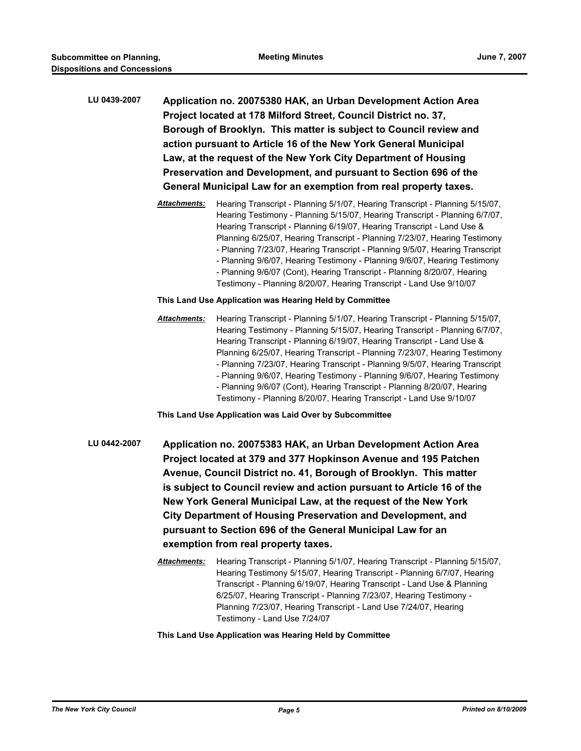**LU 0439-2007** **Application no. 20075380 HAK, an Urban Development Action Area Project located at 178 Milford Street, Council District no. 37, Borough of Brooklyn. This matter is subject to Council review and action pursuant to Article 16 of the New York General Municipal Law, at the request of the New York City Department of Housing Preservation and Development, and pursuant to Section 696 of the General Municipal Law for an exemption from real property taxes.**

***Attachments:*** Hearing Transcript - Planning 5/1/07, Hearing Transcript - Planning 5/15/07, Hearing Testimony - Planning 5/15/07, Hearing Transcript - Planning 6/7/07, Hearing Transcript - Planning 6/19/07, Hearing Transcript - Land Use & Planning 6/25/07, Hearing Transcript - Planning 7/23/07, Hearing Testimony - Planning 7/23/07, Hearing Transcript - Planning 9/5/07, Hearing Transcript - Planning 9/6/07, Hearing Testimony - Planning 9/6/07, Hearing Testimony - Planning 9/6/07 (Cont), Hearing Transcript - Planning 8/20/07, Hearing Testimony - Planning 8/20/07, Hearing Transcript - Land Use 9/10/07

**This Land Use Application was Hearing Held by Committee**

***Attachments:*** Hearing Transcript - Planning 5/1/07, Hearing Transcript - Planning 5/15/07, Hearing Testimony - Planning 5/15/07, Hearing Transcript - Planning 6/7/07, Hearing Transcript - Planning 6/19/07, Hearing Transcript - Land Use & Planning 6/25/07, Hearing Transcript - Planning 7/23/07, Hearing Testimony - Planning 7/23/07, Hearing Transcript - Planning 9/5/07, Hearing Transcript - Planning 9/6/07, Hearing Testimony - Planning 9/6/07, Hearing Testimony - Planning 9/6/07 (Cont), Hearing Transcript - Planning 8/20/07, Hearing Testimony - Planning 8/20/07, Hearing Transcript - Land Use 9/10/07

**This Land Use Application was Laid Over by Subcommittee**

**LU 0442-2007** **Application no. 20075383 HAK, an Urban Development Action Area Project located at 379 and 377 Hopkinson Avenue and 195 Patchen Avenue, Council District no. 41, Borough of Brooklyn. This matter is subject to Council review and action pursuant to Article 16 of the New York General Municipal Law, at the request of the New York City Department of Housing Preservation and Development, and pursuant to Section 696 of the General Municipal Law for an exemption from real property taxes.**

***Attachments:*** Hearing Transcript - Planning 5/1/07, Hearing Transcript - Planning 5/15/07, Hearing Testimony 5/15/07, Hearing Transcript - Planning 6/7/07, Hearing Transcript - Planning 6/19/07, Hearing Transcript - Land Use & Planning 6/25/07, Hearing Transcript - Planning 7/23/07, Hearing Testimony - Planning 7/23/07, Hearing Transcript - Land Use 7/24/07, Hearing Testimony - Land Use 7/24/07

**This Land Use Application was Hearing Held by Committee**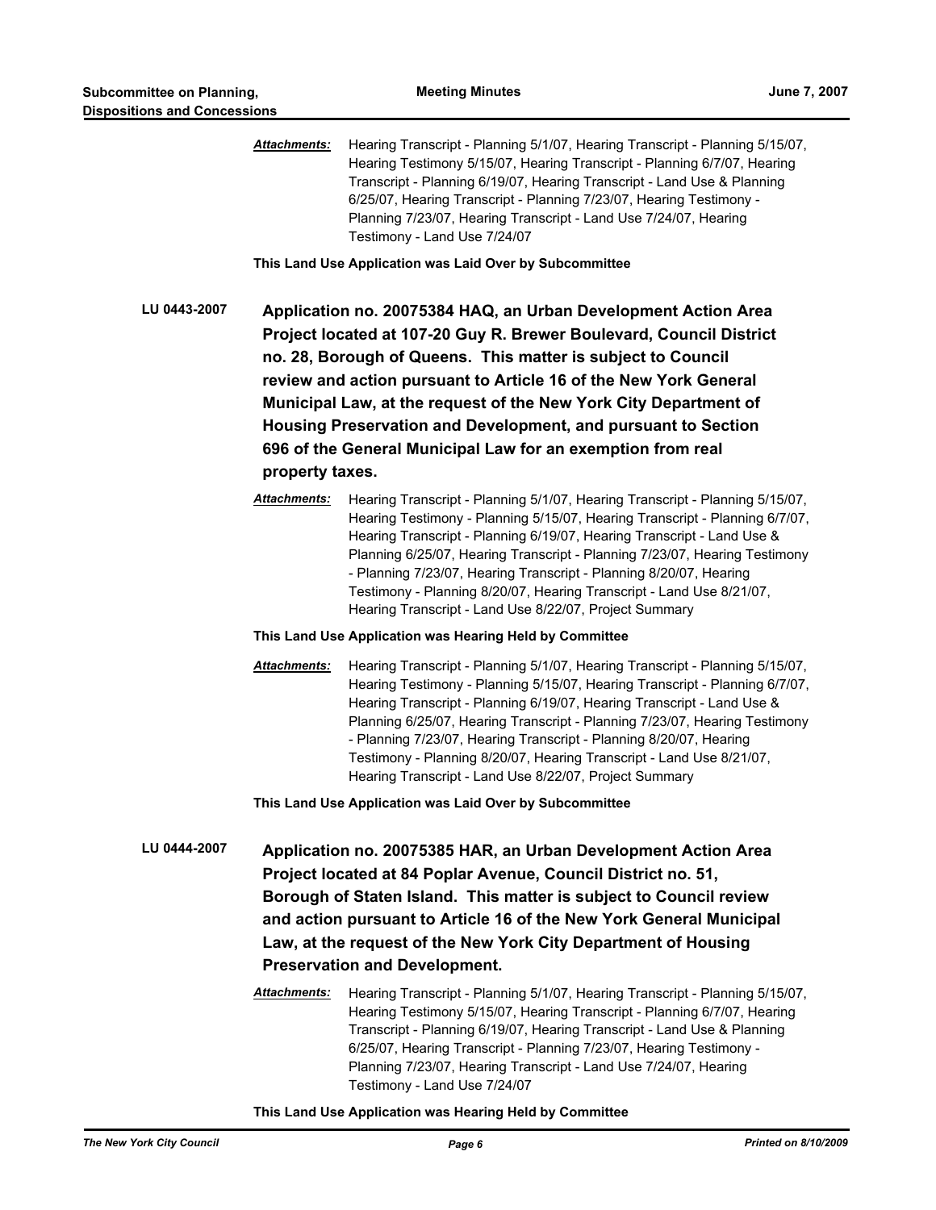***Attachments:*** Hearing Transcript - Planning 5/1/07, Hearing Transcript - Planning 5/15/07, Hearing Testimony 5/15/07, Hearing Transcript - Planning 6/7/07, Hearing Transcript - Planning 6/19/07, Hearing Transcript - Land Use & Planning 6/25/07, Hearing Transcript - Planning 7/23/07, Hearing Testimony - Planning 7/23/07, Hearing Transcript - Land Use 7/24/07, Hearing Testimony - Land Use 7/24/07

**This Land Use Application was Laid Over by Subcommittee**

**LU 0443-2007** **Application no. 20075384 HAQ, an Urban Development Action Area Project located at 107-20 Guy R. Brewer Boulevard, Council District no. 28, Borough of Queens. This matter is subject to Council review and action pursuant to Article 16 of the New York General Municipal Law, at the request of the New York City Department of Housing Preservation and Development, and pursuant to Section 696 of the General Municipal Law for an exemption from real property taxes.**

***Attachments:*** Hearing Transcript - Planning 5/1/07, Hearing Transcript - Planning 5/15/07, Hearing Testimony - Planning 5/15/07, Hearing Transcript - Planning 6/7/07, Hearing Transcript - Planning 6/19/07, Hearing Transcript - Land Use & Planning 6/25/07, Hearing Transcript - Planning 7/23/07, Hearing Testimony - Planning 7/23/07, Hearing Transcript - Planning 8/20/07, Hearing Testimony - Planning 8/20/07, Hearing Transcript - Land Use 8/21/07, Hearing Transcript - Land Use 8/22/07, Project Summary

**This Land Use Application was Hearing Held by Committee**

***Attachments:*** Hearing Transcript - Planning 5/1/07, Hearing Transcript - Planning 5/15/07, Hearing Testimony - Planning 5/15/07, Hearing Transcript - Planning 6/7/07, Hearing Transcript - Planning 6/19/07, Hearing Transcript - Land Use & Planning 6/25/07, Hearing Transcript - Planning 7/23/07, Hearing Testimony - Planning 7/23/07, Hearing Transcript - Planning 8/20/07, Hearing Testimony - Planning 8/20/07, Hearing Transcript - Land Use 8/21/07, Hearing Transcript - Land Use 8/22/07, Project Summary

**This Land Use Application was Laid Over by Subcommittee**

**LU 0444-2007** **Application no. 20075385 HAR, an Urban Development Action Area Project located at 84 Poplar Avenue, Council District no. 51, Borough of Staten Island. This matter is subject to Council review and action pursuant to Article 16 of the New York General Municipal Law, at the request of the New York City Department of Housing Preservation and Development.**

***Attachments:*** Hearing Transcript - Planning 5/1/07, Hearing Transcript - Planning 5/15/07, Hearing Testimony 5/15/07, Hearing Transcript - Planning 6/7/07, Hearing Transcript - Planning 6/19/07, Hearing Transcript - Land Use & Planning 6/25/07, Hearing Transcript - Planning 7/23/07, Hearing Testimony - Planning 7/23/07, Hearing Transcript - Land Use 7/24/07, Hearing Testimony - Land Use 7/24/07

**This Land Use Application was Hearing Held by Committee**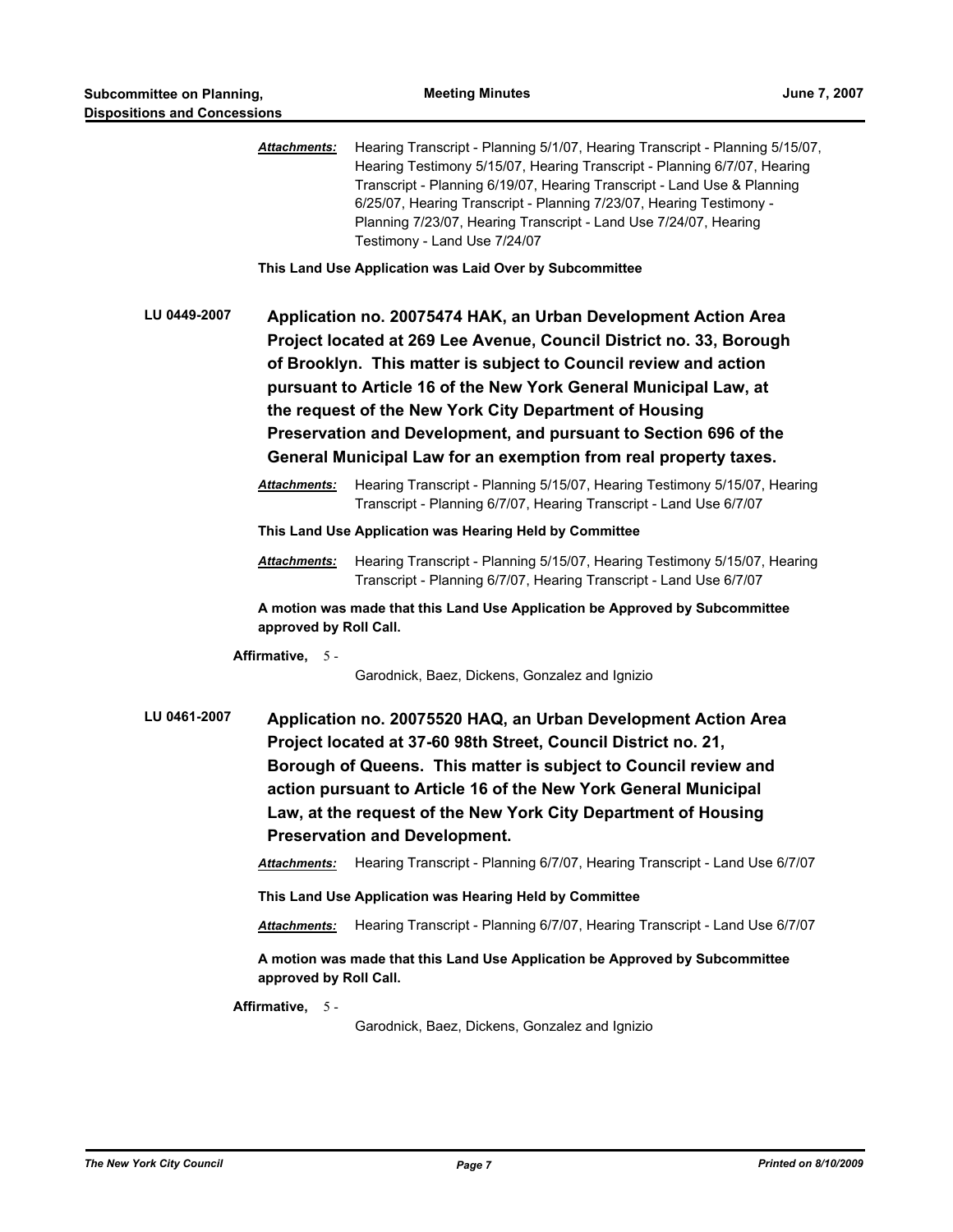***Attachments:*** Hearing Transcript - Planning 5/1/07, Hearing Transcript - Planning 5/15/07, Hearing Testimony 5/15/07, Hearing Transcript - Planning 6/7/07, Hearing Transcript - Planning 6/19/07, Hearing Transcript - Land Use & Planning 6/25/07, Hearing Transcript - Planning 7/23/07, Hearing Testimony - Planning 7/23/07, Hearing Transcript - Land Use 7/24/07, Hearing Testimony - Land Use 7/24/07

**This Land Use Application was Laid Over by Subcommittee**

**LU 0449-2007** **Application no. 20075474 HAK, an Urban Development Action Area Project located at 269 Lee Avenue, Council District no. 33, Borough of Brooklyn. This matter is subject to Council review and action pursuant to Article 16 of the New York General Municipal Law, at the request of the New York City Department of Housing Preservation and Development, and pursuant to Section 696 of the General Municipal Law for an exemption from real property taxes.**

***Attachments:*** Hearing Transcript - Planning 5/15/07, Hearing Testimony 5/15/07, Hearing Transcript - Planning 6/7/07, Hearing Transcript - Land Use 6/7/07

**This Land Use Application was Hearing Held by Committee**

***Attachments:*** Hearing Transcript - Planning 5/15/07, Hearing Testimony 5/15/07, Hearing Transcript - Planning 6/7/07, Hearing Transcript - Land Use 6/7/07

**A motion was made that this Land Use Application be Approved by Subcommittee approved by Roll Call.**

**Affirmative,** 5 - Garodnick, Baez, Dickens, Gonzalez and Ignizio

**LU 0461-2007** **Application no. 20075520 HAQ, an Urban Development Action Area Project located at 37-60 98th Street, Council District no. 21, Borough of Queens. This matter is subject to Council review and action pursuant to Article 16 of the New York General Municipal Law, at the request of the New York City Department of Housing Preservation and Development.**

***Attachments:*** Hearing Transcript - Planning 6/7/07, Hearing Transcript - Land Use 6/7/07

**This Land Use Application was Hearing Held by Committee**

***Attachments:*** Hearing Transcript - Planning 6/7/07, Hearing Transcript - Land Use 6/7/07

**A motion was made that this Land Use Application be Approved by Subcommittee approved by Roll Call.**

**Affirmative,** 5 - Garodnick, Baez, Dickens, Gonzalez and Ignizio